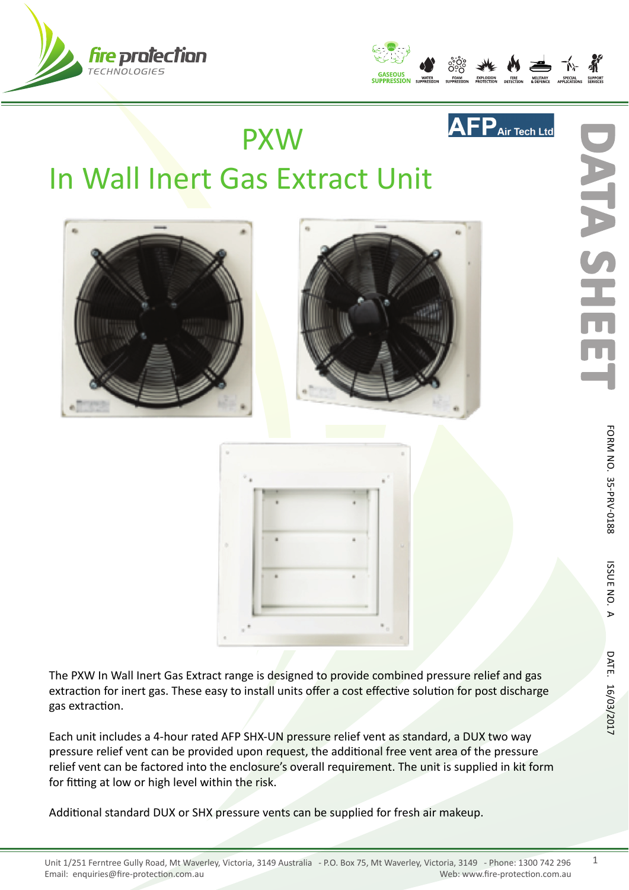# PXW

## In Wall Inert Gas Extract Unit

The PXW In Wall Inert Gas Extract range is designed to provide combined pressure relief and gas extraction for inert gas. These easy to install units offer a cost effective solution for post discharge gas extraction.

Each unit includes a 4-hour rated AFP SHX-UN pressure relief vent as standard, a DUX two way pressure relief vent can be provided upon request, the additional free vent area of the pressure relief vent can be factored into the enclosure's overall requirement. The unit is supplied in kit form for fitting at low or high level within the risk.

Additional standard DUX or SHX pressure vents can be supplied for fresh air makeup.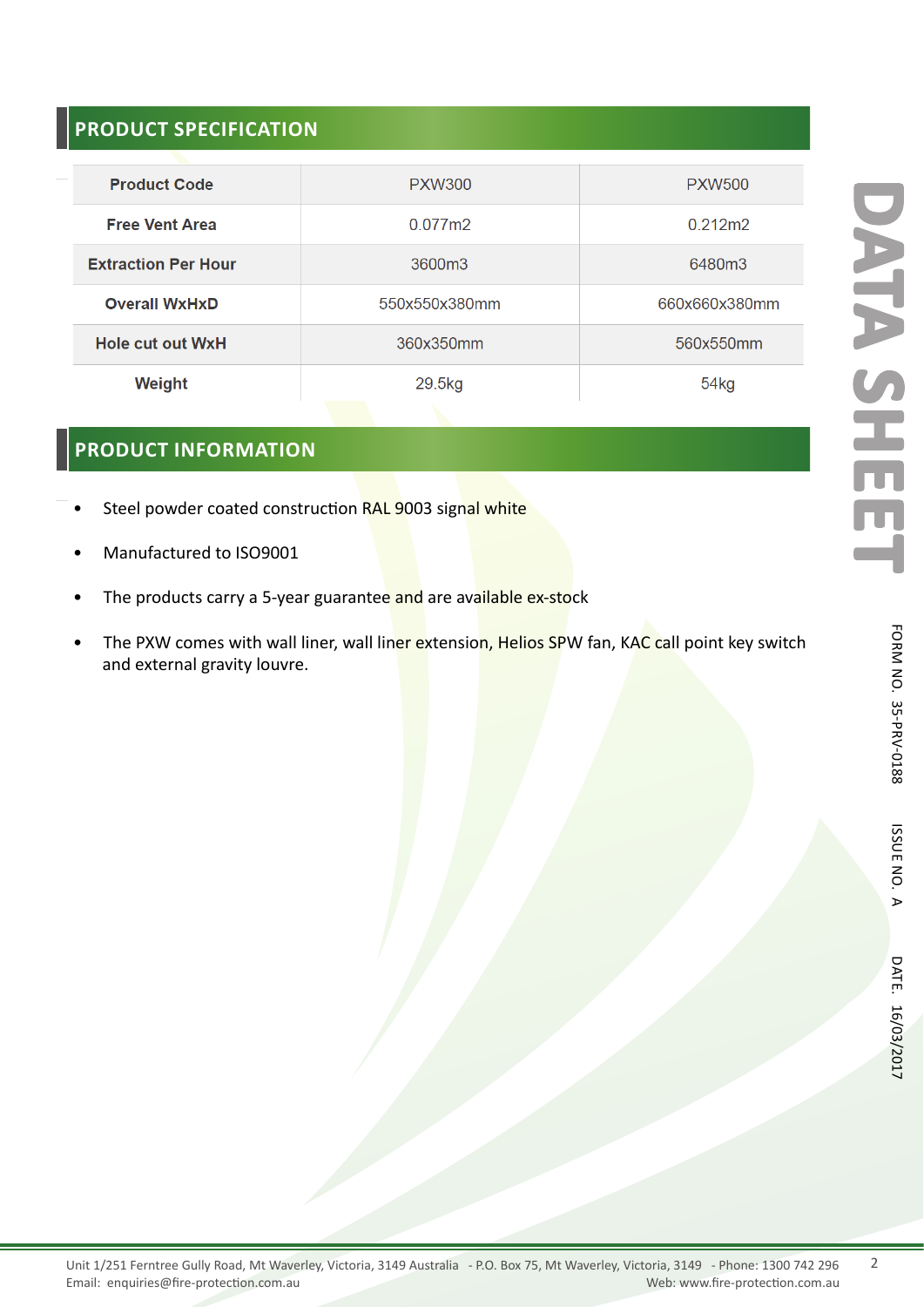## PRODUCT SPECIFICATION

| Product Code | PXW300 | PXW500 |
|---|---|---|
| Free Vent Area | 0.077m2 | 0.212m2 |
| Extraction Per Hour | 3600m3 | 6480m3 |
| Overall WxHxD | 550x550x380mm | 660x660x380mm |
| Hole cut out WxH | 360x350mm | 560x550mm |
| Weight | 29.5kg | 54kg |

## PRODUCT INFORMATION

- Steel powder coated construction RAL 9003 signal white
- Manufactured to ISO9001
- The products carry a 5-year guarantee and are available ex-stock
- The PXW comes with wall liner, wall liner extension, Helios SPW fan, KAC call point key switch and external gravity louvre.

DATA SHEET

FORM NO. 35-PRV-0188 ISSUE NO. A DATE. 16/03/2017

Unit 1/251 Ferntree Gully Road, Mt Waverley, Victoria, 3149 Australia - P.O. Box 75, Mt Waverley, Victoria, 3149 - Phone: 1300 742 296
Email: enquiries@fire-protection.com.au Web: www.fire-protection.com.au